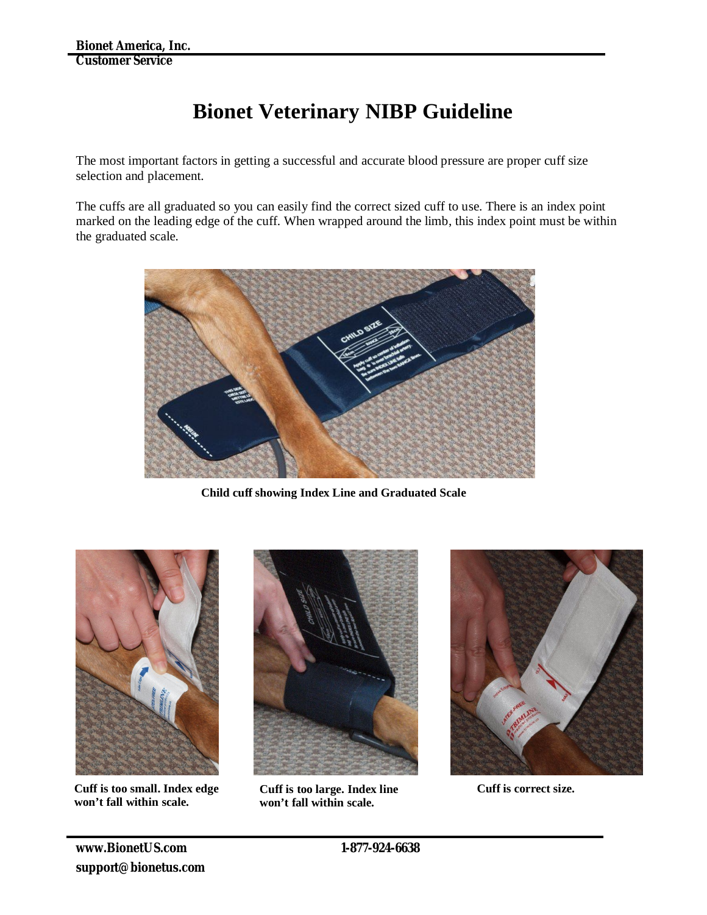# Bionet Veterinary NIBP Guideline

The most important factors in getting a successful and accurate blood pressure are proper cuff size selection and placement.

The cuffs are all graduated so you can easily find the correct sized cuff to use. There is an index point marked on the leading edge of the cuff. When wrapped around the limb, this index point must be within the graduated scale.

**Child cuff showing Index Line and Graduated Scale**

**Cuff is too small. Index edge won't fall within scale.**

**Cuff is too large. Index line won't fall within scale.**

**Cuff is correct size.**

**www.BionetUS.com**
**support@bionetus.com**

**1-877-924-6638**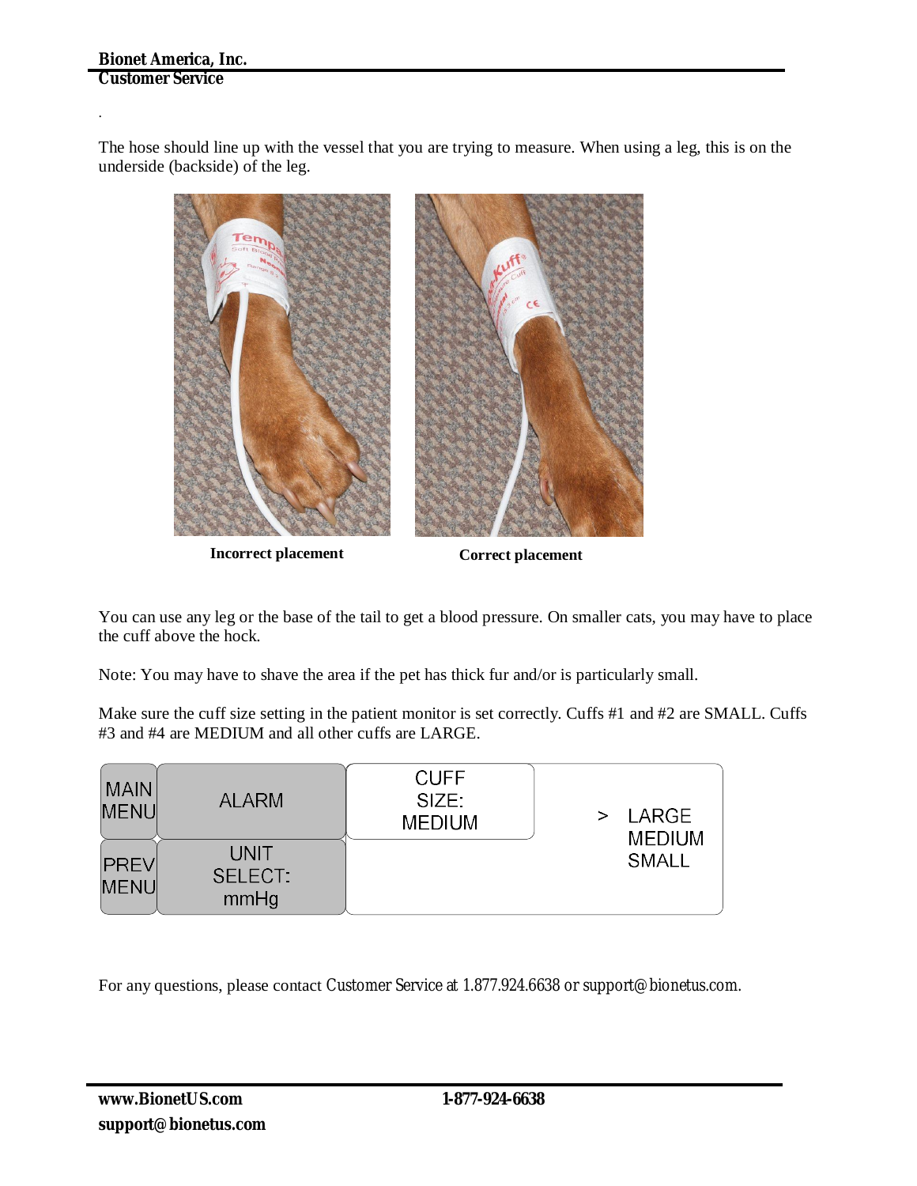.

The hose should line up with the vessel that you are trying to measure. When using a leg, this is on the underside (backside) of the leg.

**Incorrect placement** **Correct placement**

You can use any leg or the base of the tail to get a blood pressure. On smaller cats, you may have to place the cuff above the hock.

Note: You may have to shave the area if the pet has thick fur and/or is particularly small.

Make sure the cuff size setting in the patient monitor is set correctly. Cuffs #1 and #2 are SMALL. Cuffs #3 and #4 are MEDIUM and all other cuffs are LARGE.

MAIN MENU

ALARM

CUFF SIZE: MEDIUM

> LARGE
MEDIUM
SMALL

PREV MENU

UNIT SELECT: mmHg

For any questions, please contact Customer Service at 1.877.924.6638 or support@bionetus.com.